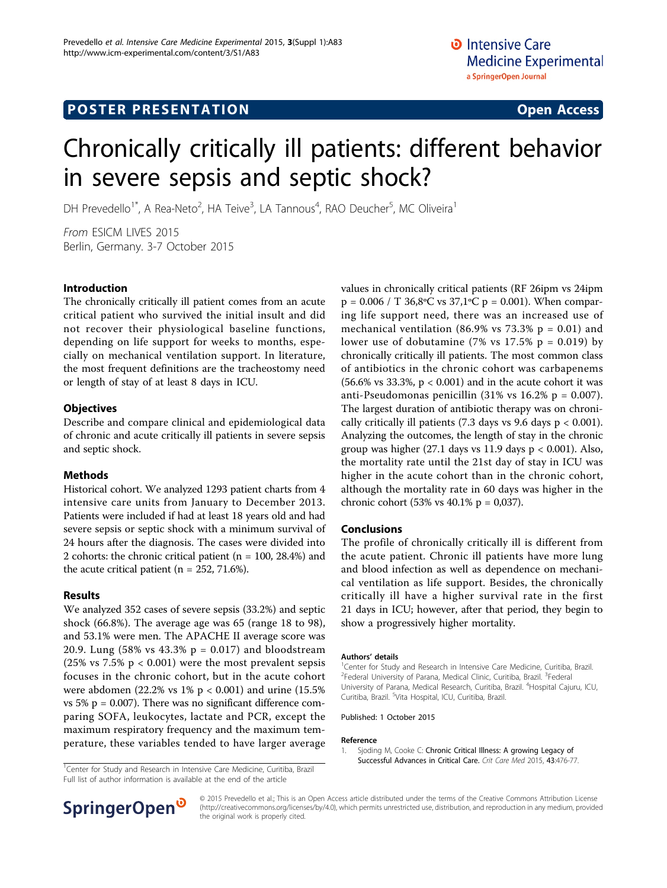POSTER PRESENTATION Open Access

# Chronically critically ill patients: different behavior in severe sepsis and septic shock?

DH Prevedello[1*], A Rea-Neto[2], HA Teive[3], LA Tannous[4], RAO Deucher[5], MC Oliveira[1]

*From* ESICM LIVES 2015
Berlin, Germany. 3-7 October 2015

## Introduction

The chronically critically ill patient comes from an acute critical patient who survived the initial insult and did not recover their physiological baseline functions, depending on life support for weeks to months, especially on mechanical ventilation support. In literature, the most frequent definitions are the tracheostomy need or length of stay of at least 8 days in ICU.

## Objectives

Describe and compare clinical and epidemiological data of chronic and acute critically ill patients in severe sepsis and septic shock.

## Methods

Historical cohort. We analyzed 1293 patient charts from 4 intensive care units from January to December 2013. Patients were included if had at least 18 years old and had severe sepsis or septic shock with a minimum survival of 24 hours after the diagnosis. The cases were divided into 2 cohorts: the chronic critical patient (n = 100, 28.4%) and the acute critical patient (n = 252, 71.6%).

## Results

We analyzed 352 cases of severe sepsis (33.2%) and septic shock (66.8%). The average age was 65 (range 18 to 98), and 53.1% were men. The APACHE II average score was 20.9. Lung (58% vs 43.3% p = 0.017) and bloodstream (25% vs 7.5% p < 0.001) were the most prevalent sepsis focuses in the chronic cohort, but in the acute cohort were abdomen (22.2% vs 1% p < 0.001) and urine (15.5% vs 5% p = 0.007). There was no significant difference comparing SOFA, leukocytes, lactate and PCR, except the maximum respiratory frequency and the maximum temperature, these variables tended to have larger average values in chronically critical patients (RF 26ipm vs 24ipm p = 0.006 / T 36,8ºC vs 37,1ºC p = 0.001). When comparing life support need, there was an increased use of mechanical ventilation (86.9% vs 73.3% p = 0.01) and lower use of dobutamine (7% vs 17.5% p = 0.019) by chronically critically ill patients. The most common class of antibiotics in the chronic cohort was carbapenems (56.6% vs 33.3%, p < 0.001) and in the acute cohort it was anti-Pseudomonas penicillin (31% vs 16.2% p = 0.007). The largest duration of antibiotic therapy was on chronically critically ill patients (7.3 days vs 9.6 days p < 0.001). Analyzing the outcomes, the length of stay in the chronic group was higher (27.1 days vs 11.9 days p < 0.001). Also, the mortality rate until the 21st day of stay in ICU was higher in the acute cohort than in the chronic cohort, although the mortality rate in 60 days was higher in the chronic cohort (53% vs 40.1% p = 0,037).

## Conclusions

The profile of chronically critically ill is different from the acute patient. Chronic ill patients have more lung and blood infection as well as dependence on mechanical ventilation as life support. Besides, the chronically critically ill have a higher survival rate in the first 21 days in ICU; however, after that period, they begin to show a progressively higher mortality.

### Authors' details

[1]Center for Study and Research in Intensive Care Medicine, Curitiba, Brazil. [2]Federal University of Parana, Medical Clinic, Curitiba, Brazil. [3]Federal University of Parana, Medical Research, Curitiba, Brazil. [4]Hospital Cajuru, ICU, Curitiba, Brazil. [5]Vita Hospital, ICU, Curitiba, Brazil.

Published: 1 October 2015

### Reference

1. Sjoding M, Cooke C: **Chronic Critical Illness: A growing Legacy of Successful Advances in Critical Care.** *Crit Care Med* 2015, **43**:476-77.

[1]Center for Study and Research in Intensive Care Medicine, Curitiba, Brazil
Full list of author information is available at the end of the article

© 2015 Prevedello et al.; This is an Open Access article distributed under the terms of the Creative Commons Attribution License (http://creativecommons.org/licenses/by/4.0), which permits unrestricted use, distribution, and reproduction in any medium, provided the original work is properly cited.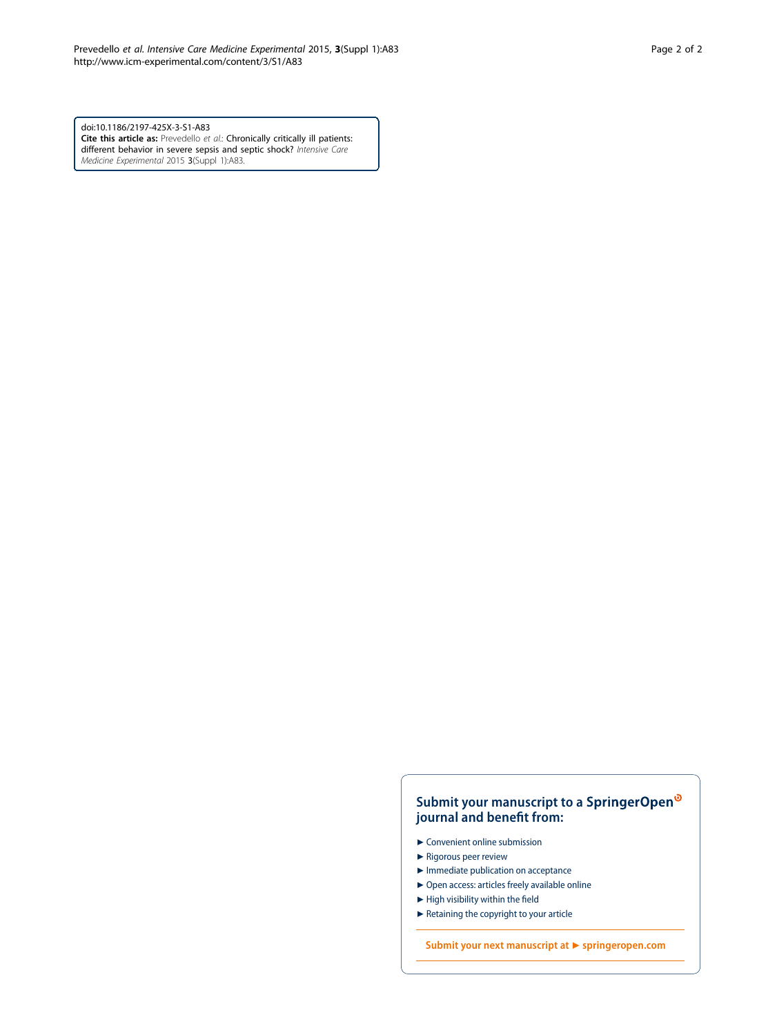doi:10.1186/2197-425X-3-S1-A83

**Cite this article as:** Prevedello *et al.*: Chronically critically ill patients: different behavior in severe sepsis and septic shock? *Intensive Care Medicine Experimental* 2015 **3**(Suppl 1):A83.

**Submit your manuscript to a SpringerOpen journal and benefit from:**

- ► Convenient online submission
- ► Rigorous peer review
- ► Immediate publication on acceptance
- ► Open access: articles freely available online
- ► High visibility within the field
- ► Retaining the copyright to your article

**Submit your next manuscript at ► springeropen.com**